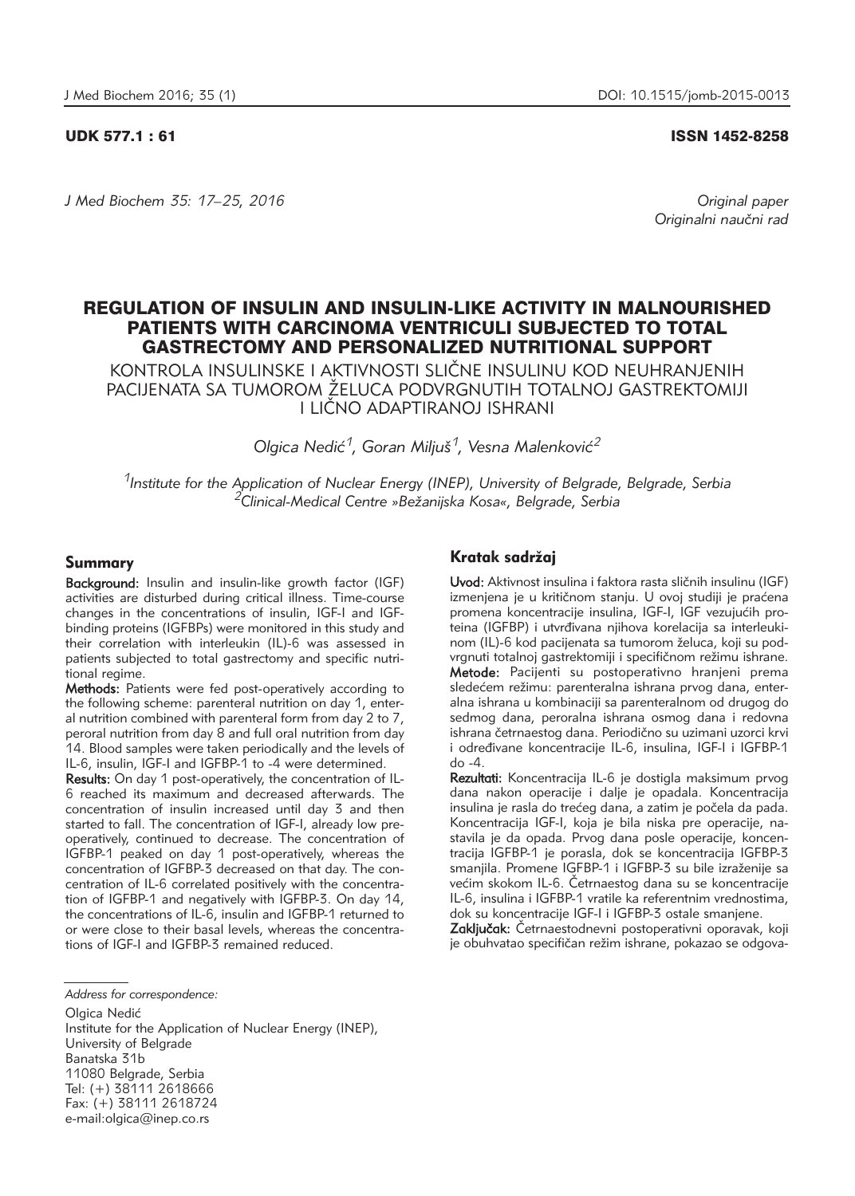UDK 577.1 : 61

ISSN 1452-8258

Original paper
Originalni naučni rad

# REGULATION OF INSULIN AND INSULIN-LIKE ACTIVITY IN MALNOURISHED PATIENTS WITH CARCINOMA VENTRICULI SUBJECTED TO TOTAL GASTRECTOMY AND PERSONALIZED NUTRITIONAL SUPPORT

## KONTROLA INSULINSKE I AKTIVNOSTI SLIČNE INSULINU KOD NEUHRANJENIH PACIJENATA SA TUMOROM ŽELUCA PODVRGNUTIH TOTALNOJ GASTREKTOMIJI I LIČNO ADAPTIRANOJ ISHRANI

*Olgica Nedić[1], Goran Miljuš[1], Vesna Malenković[2]*

*[1]Institute for the Application of Nuclear Energy (INEP), University of Belgrade, Belgrade, Serbia*
*[2]Clinical-Medical Centre »Bežanijska Kosa«, Belgrade, Serbia*

### Summary

**Background:** Insulin and insulin-like growth factor (IGF) activities are disturbed during critical illness. Time-course changes in the concentrations of insulin, IGF-I and IGF-binding proteins (IGFBPs) were monitored in this study and their correlation with interleukin (IL)-6 was assessed in patients subjected to total gastrectomy and specific nutritional regime.

**Methods:** Patients were fed post-operatively according to the following scheme: parenteral nutrition on day 1, enteral nutrition combined with parenteral form from day 2 to 7, peroral nutrition from day 8 and full oral nutrition from day 14. Blood samples were taken periodically and the levels of IL-6, insulin, IGF-I and IGFBP-1 to -4 were determined.

**Results:** On day 1 post-operatively, the concentration of IL-6 reached its maximum and decreased afterwards. The concentration of insulin increased until day 3 and then started to fall. The concentration of IGF-I, already low pre-operatively, continued to decrease. The concentration of IGFBP-1 peaked on day 1 post-operatively, whereas the concentration of IGFBP-3 decreased on that day. The concentration of IL-6 correlated positively with the concentration of IGFBP-1 and negatively with IGFBP-3. On day 14, the concentrations of IL-6, insulin and IGFBP-1 returned to or were close to their basal levels, whereas the concentrations of IGF-I and IGFBP-3 remained reduced.

### Kratak sadržaj

**Uvod:** Aktivnost insulina i faktora rasta sličnih insulinu (IGF) izmenjena je u kritičnom stanju. U ovoj studiji je praćena promena koncentracije insulina, IGF-I, IGF vezujućih proteina (IGFBP) i utvrđivana njihova korelacija sa interleukinom (IL)-6 kod pacijenata sa tumorom želuca, koji su podvrgnuti totalnoj gastrektomiji i specifičnom režimu ishrane.

**Metode:** Pacijenti su postoperativno hranjeni prema sledećem režimu: parenteralna ishrana prvog dana, enteralna ishrana u kombinaciji sa parenteralnom od drugog do sedmog dana, peroralna ishrana osmog dana i redovna ishrana četrnaestog dana. Periodično su uzimani uzorci krvi i određivane koncentracije IL-6, insulina, IGF-I i IGFBP-1 do -4.

**Rezultati:** Koncentracija IL-6 je dostigla maksimum prvog dana nakon operacije i dalje je opadala. Koncentracija insulina je rasla do trećeg dana, a zatim je počela da pada. Koncentracija IGF-I, koja je bila niska pre operacije, nastavila je da opada. Prvog dana posle operacije, koncentracija IGFBP-1 je porasla, dok se koncentracija IGFBP-3 smanjila. Promene IGFBP-1 i IGFBP-3 su bile izraženije sa većim skokom IL-6. Četrnaestog dana su se koncentracije IL-6, insulina i IGFBP-1 vratile ka referentnim vrednostima, dok su koncentracije IGF-I i IGFBP-3 ostale smanjene.

**Zaključak:** Četrnaestodnevni postoperativni oporavak, koji je obuhvatao specifičan režim ishrane, pokazao se odgova-

*Address for correspondence:*

Olgica Nedić
Institute for the Application of Nuclear Energy (INEP),
University of Belgrade
Banatska 31b
11080 Belgrade, Serbia
Tel: (+) 38111 2618666
Fax: (+) 38111 2618724
e-mail:olgica@inep.co.rs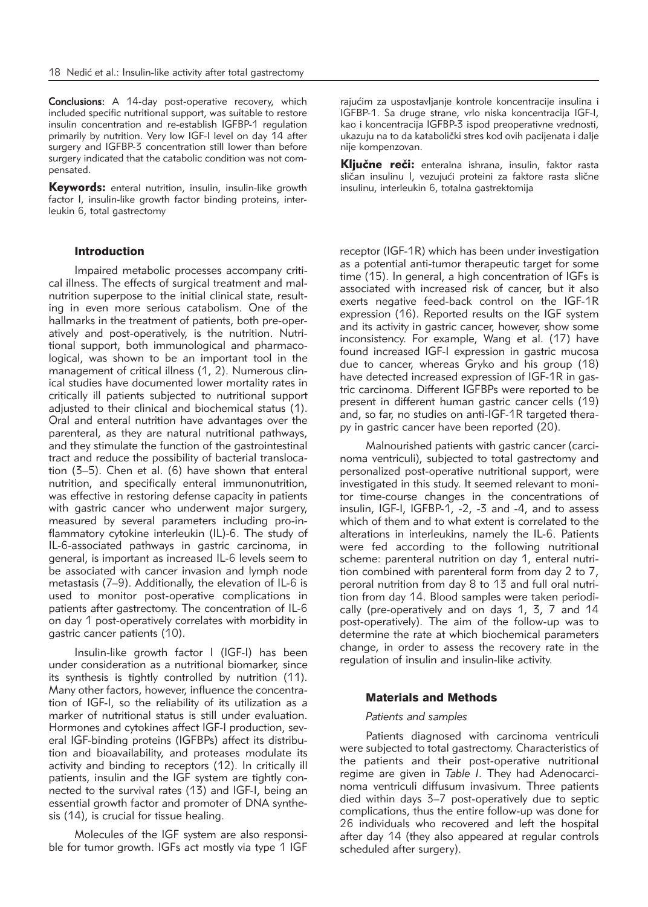**Conclusions:** A 14-day post-operative recovery, which included specific nutritional support, was suitable to restore insulin concentration and re-establish IGFBP-1 regulation primarily by nutrition. Very low IGF-I level on day 14 after surgery and IGFBP-3 concentration still lower than before surgery indicated that the catabolic condition was not compensated.

**Keywords:** enteral nutrition, insulin, insulin-like growth factor I, insulin-like growth factor binding proteins, interleukin 6, total gastrectomy

rajućim za uspostavljanje kontrole koncentracije insulina i IGFBP-1. Sa druge strane, vrlo niska koncentracija IGF-I, kao i koncentracija IGFBP-3 ispod preoperativne vrednosti, ukazuju na to da katabolički stres kod ovih pacijenata i dalje nije kompenzovan.

**Ključne reči:** enteralna ishrana, insulin, faktor rasta sličan insulinu I, vezujući proteini za faktore rasta slične insulinu, interleukin 6, totalna gastrektomija

## Introduction

Impaired metabolic processes accompany critical illness. The effects of surgical treatment and malnutrition superpose to the initial clinical state, resulting in even more serious catabolism. One of the hallmarks in the treatment of patients, both pre-operatively and post-operatively, is the nutrition. Nutritional support, both immunological and pharmacological, was shown to be an important tool in the management of critical illness (1, 2). Numerous clinical studies have documented lower mortality rates in critically ill patients subjected to nutritional support adjusted to their clinical and biochemical status (1). Oral and enteral nutrition have advantages over the parenteral, as they are natural nutritional pathways, and they stimulate the function of the gastrointestinal tract and reduce the possibility of bacterial translocation (3–5). Chen et al. (6) have shown that enteral nutrition, and specifically enteral immunonutrition, was effective in restoring defense capacity in patients with gastric cancer who underwent major surgery, measured by several parameters including pro-inflammatory cytokine interleukin (IL)-6. The study of IL-6-associated pathways in gastric carcinoma, in general, is important as increased IL-6 levels seem to be associated with cancer invasion and lymph node metastasis (7–9). Additionally, the elevation of IL-6 is used to monitor post-operative complications in patients after gastrectomy. The concentration of IL-6 on day 1 post-operatively correlates with morbidity in gastric cancer patients (10).

Insulin-like growth factor I (IGF-I) has been under consideration as a nutritional biomarker, since its synthesis is tightly controlled by nutrition (11). Many other factors, however, influence the concentration of IGF-I, so the reliability of its utilization as a marker of nutritional status is still under evaluation. Hormones and cytokines affect IGF-I production, several IGF-binding proteins (IGFBPs) affect its distribution and bioavailability, and proteases modulate its activity and binding to receptors (12). In critically ill patients, insulin and the IGF system are tightly connected to the survival rates (13) and IGF-I, being an essential growth factor and promoter of DNA synthesis (14), is crucial for tissue healing.

Molecules of the IGF system are also responsible for tumor growth. IGFs act mostly via type 1 IGF receptor (IGF-1R) which has been under investigation as a potential anti-tumor therapeutic target for some time (15). In general, a high concentration of IGFs is associated with increased risk of cancer, but it also exerts negative feed-back control on the IGF-1R expression (16). Reported results on the IGF system and its activity in gastric cancer, however, show some inconsistency. For example, Wang et al. (17) have found increased IGF-I expression in gastric mucosa due to cancer, whereas Gryko and his group (18) have detected increased expression of IGF-1R in gastric carcinoma. Different IGFBPs were reported to be present in different human gastric cancer cells (19) and, so far, no studies on anti-IGF-1R targeted therapy in gastric cancer have been reported (20).

Malnourished patients with gastric cancer (carcinoma ventriculi), subjected to total gastrectomy and personalized post-operative nutritional support, were investigated in this study. It seemed relevant to monitor time-course changes in the concentrations of insulin, IGF-I, IGFBP-1, -2, -3 and -4, and to assess which of them and to what extent is correlated to the alterations in interleukins, namely the IL-6. Patients were fed according to the following nutritional scheme: parenteral nutrition on day 1, enteral nutrition combined with parenteral form from day 2 to 7, peroral nutrition from day 8 to 13 and full oral nutrition from day 14. Blood samples were taken periodically (pre-operatively and on days 1, 3, 7 and 14 post-operatively). The aim of the follow-up was to determine the rate at which biochemical parameters change, in order to assess the recovery rate in the regulation of insulin and insulin-like activity.

## Materials and Methods

### *Patients and samples*

Patients diagnosed with carcinoma ventriculi were subjected to total gastrectomy. Characteristics of the patients and their post-operative nutritional regime are given in *Table I*. They had Adenocarcinoma ventriculi diffusum invasivum. Three patients died within days 3–7 post-operatively due to septic complications, thus the entire follow-up was done for 26 individuals who recovered and left the hospital after day 14 (they also appeared at regular controls scheduled after surgery).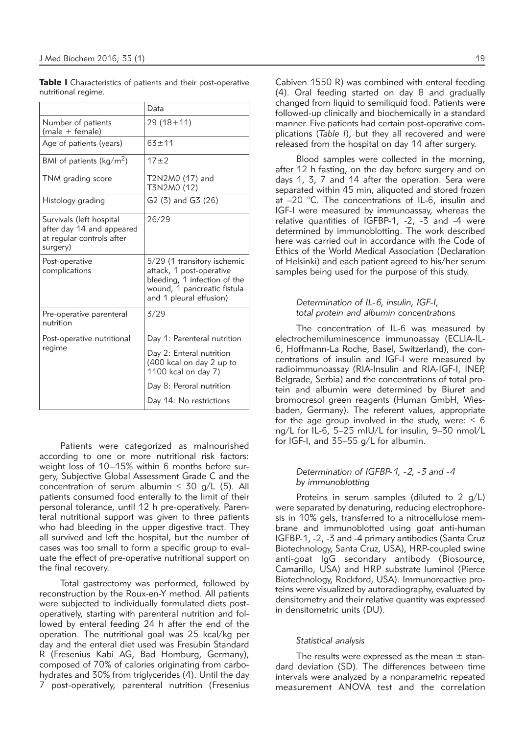**Table I** Characteristics of patients and their post-operative nutritional regime.

| | Data |
|---|---|
| Number of patients (male + female) | 29 (18+11) |
| Age of patients (years) | 63±11 |
| BMI of patients (kg/m$^2$) | 17±2 |
| TNM grading score | T2N2M0 (17) and T3N2M0 (12) |
| Histology grading | G2 (3) and G3 (26) |
| Survivals (left hospital after day 14 and appeared at regular controls after surgery) | 26/29 |
| Post-operative complications | 5/29 (1 transitory ischemic attack, 1 post-operative bleeding, 1 infection of the wound, 1 pancreatic fistula and 1 pleural effusion) |
| Pre-operative parenteral nutrition | 3/29 |
| Post-operative nutritional regime | Day 1: Parenteral nutrition<br>Day 2: Enteral nutrition (400 kcal on day 2 up to 1100 kcal on day 7)<br>Day 8: Peroral nutrition<br>Day 14: No restrictions |

Patients were categorized as malnourished according to one or more nutritional risk factors: weight loss of 10–15% within 6 months before surgery, Subjective Global Assessment Grade C and the concentration of serum albumin ≤ 30 g/L (5). All patients consumed food enterally to the limit of their personal tolerance, until 12 h pre-operatively. Parenteral nutritional support was given to three patients who had bleeding in the upper digestive tract. They all survived and left the hospital, but the number of cases was too small to form a specific group to evaluate the effect of pre-operative nutritional support on the final recovery.

Total gastrectomy was performed, followed by reconstruction by the Roux-en-Y method. All patients were subjected to individually formulated diets post-operatively, starting with parenteral nutrition and followed by enteral feeding 24 h after the end of the operation. The nutritional goal was 25 kcal/kg per day and the enteral diet used was Fresubin Standard R (Fresenius Kabi AG, Bad Homburg, Germany), composed of 70% of calories originating from carbohydrates and 30% from triglycerides (4). Until the day 7 post-operatively, parenteral nutrition (Fresenius Cabiven 1550 R) was combined with enteral feeding (4). Oral feeding started on day 8 and gradually changed from liquid to semiliquid food. Patients were followed-up clinically and biochemically in a standard manner. Five patients had certain post-operative complications (*Table I*), but they all recovered and were released from the hospital on day 14 after surgery.

Blood samples were collected in the morning, after 12 h fasting, on the day before surgery and on days 1, 3, 7 and 14 after the operation. Sera were separated within 45 min, aliquoted and stored frozen at –20 °C. The concentrations of IL-6, insulin and IGF-I were measured by immunoassay, whereas the relative quantities of IGFBP-1, -2, -3 and -4 were determined by immunoblotting. The work described here was carried out in accordance with the Code of Ethics of the World Medical Association (Declaration of Helsinki) and each patient agreed to his/her serum samples being used for the purpose of this study.

### *Determination of IL-6, insulin, IGF-I, total protein and albumin concentrations*

The concentration of IL-6 was measured by electrochemiluminescence immunoassay (ECLIA-IL-6, Hoffmann-La Roche, Basel, Switzerland), the concentrations of insulin and IGF-I were measured by radioimmunoassay (RIA-Insulin and RIA-IGF-I, INEP, Belgrade, Serbia) and the concentrations of total protein and albumin were determined by Biuret and bromocresol green reagents (Human GmbH, Wiesbaden, Germany). The referent values, appropriate for the age group involved in the study, were: ≤ 6 ng/L for IL-6, 5–25 mIU/L for insulin, 9–30 nmol/L for IGF-I, and 35–55 g/L for albumin.

### *Determination of IGFBP-1, -2, -3 and -4 by immunoblotting*

Proteins in serum samples (diluted to 2 g/L) were separated by denaturing, reducing electrophoresis in 10% gels, transferred to a nitrocellulose membrane and immunoblotted using goat anti-human IGFBP-1, -2, -3 and -4 primary antibodies (Santa Cruz Biotechnology, Santa Cruz, USA), HRP-coupled swine anti-goat IgG secondary antibody (Biosource, Camarillo, USA) and HRP substrate luminol (Pierce Biotechnology, Rockford, USA). Immunoreactive proteins were visualized by autoradiography, evaluated by densitometry and their relative quantity was expressed in densitometric units (DU).

### *Statistical analysis*

The results were expressed as the mean ± standard deviation (SD). The differences between time intervals were analyzed by a nonparametric repeated measurement ANOVA test and the correlation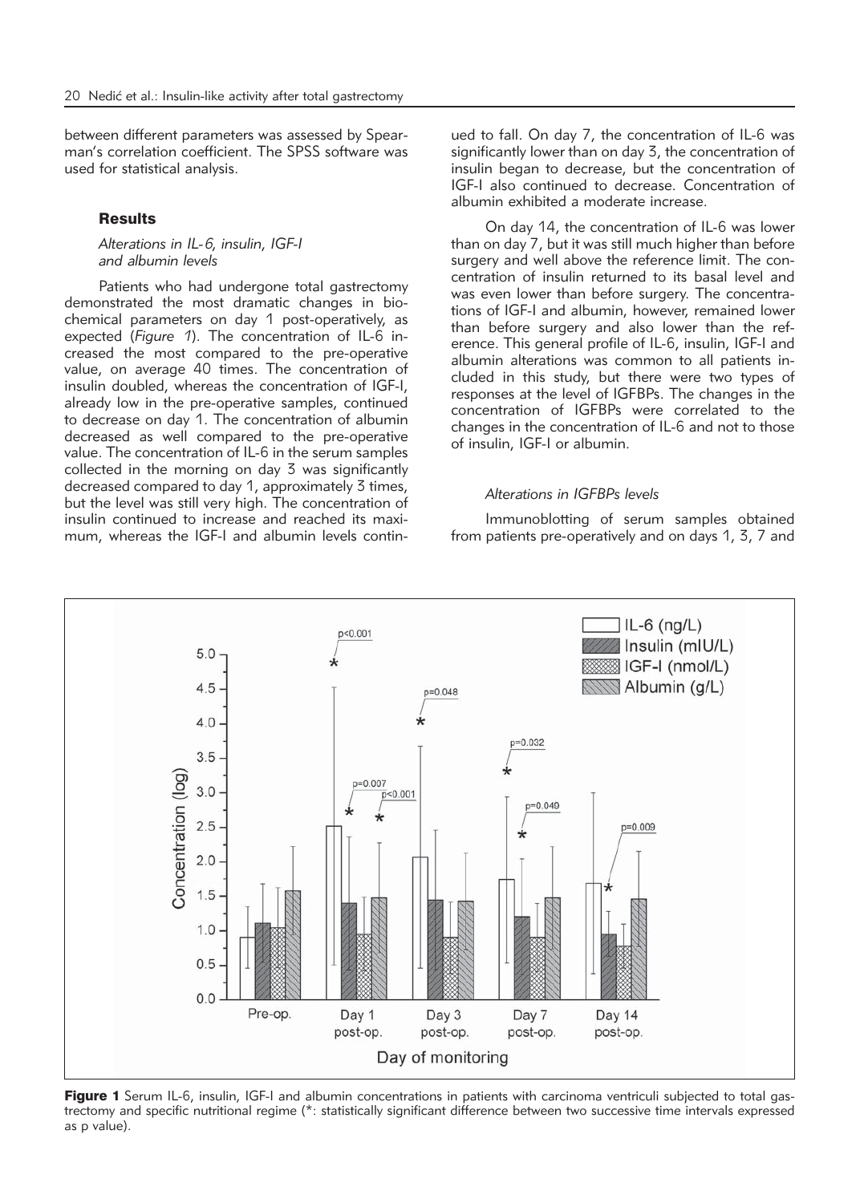between different parameters was assessed by Spearman's correlation coefficient. The SPSS software was used for statistical analysis.

## Results

### *Alterations in IL-6, insulin, IGF-I and albumin levels*

Patients who had undergone total gastrectomy demonstrated the most dramatic changes in biochemical parameters on day 1 post-operatively, as expected (*Figure 1*). The concentration of IL-6 increased the most compared to the pre-operative value, on average 40 times. The concentration of insulin doubled, whereas the concentration of IGF-I, already low in the pre-operative samples, continued to decrease on day 1. The concentration of albumin decreased as well compared to the pre-operative value. The concentration of IL-6 in the serum samples collected in the morning on day 3 was significantly decreased compared to day 1, approximately 3 times, but the level was still very high. The concentration of insulin continued to increase and reached its maximum, whereas the IGF-I and albumin levels continued to fall. On day 7, the concentration of IL-6 was significantly lower than on day 3, the concentration of insulin began to decrease, but the concentration of IGF-I also continued to decrease. Concentration of albumin exhibited a moderate increase.

On day 14, the concentration of IL-6 was lower than on day 7, but it was still much higher than before surgery and well above the reference limit. The concentration of insulin returned to its basal level and was even lower than before surgery. The concentrations of IGF-I and albumin, however, remained lower than before surgery and also lower than the reference. This general profile of IL-6, insulin, IGF-I and albumin alterations was common to all patients included in this study, but there were two types of responses at the level of IGFBPs. The changes in the concentration of IGFBPs were correlated to the changes in the concentration of IL-6 and not to those of insulin, IGF-I or albumin.

### *Alterations in IGFBPs levels*

Immunoblotting of serum samples obtained from patients pre-operatively and on days 1, 3, 7 and

**Figure 1** Serum IL-6, insulin, IGF-I and albumin concentrations in patients with carcinoma ventriculi subjected to total gastrectomy and specific nutritional regime (*: statistically significant difference between two successive time intervals expressed as p value).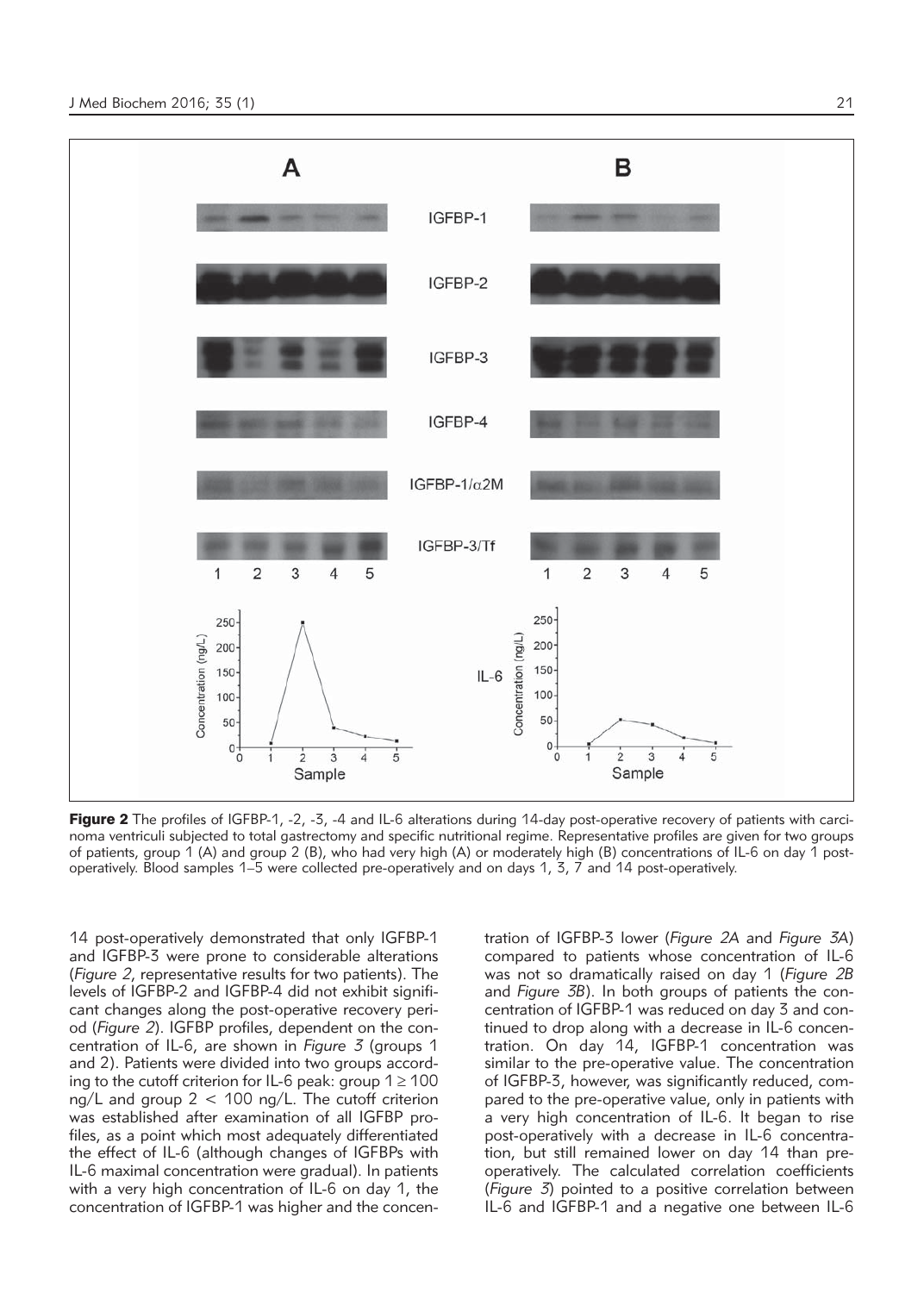**Figure 2** The profiles of IGFBP-1, -2, -3, -4 and IL-6 alterations during 14-day post-operative recovery of patients with carcinoma ventriculi subjected to total gastrectomy and specific nutritional regime. Representative profiles are given for two groups of patients, group 1 (A) and group 2 (B), who had very high (A) or moderately high (B) concentrations of IL-6 on day 1 post-operatively. Blood samples 1–5 were collected pre-operatively and on days 1, 3, 7 and 14 post-operatively.

14 post-operatively demonstrated that only IGFBP-1 and IGFBP-3 were prone to considerable alterations (*Figure 2*, representative results for two patients). The levels of IGFBP-2 and IGFBP-4 did not exhibit significant changes along the post-operative recovery period (*Figure 2*). IGFBP profiles, dependent on the concentration of IL-6, are shown in *Figure 3* (groups 1 and 2). Patients were divided into two groups according to the cutoff criterion for IL-6 peak: group 1 ≥ 100 ng/L and group 2 < 100 ng/L. The cutoff criterion was established after examination of all IGFBP profiles, as a point which most adequately differentiated the effect of IL-6 (although changes of IGFBPs with IL-6 maximal concentration were gradual). In patients with a very high concentration of IL-6 on day 1, the concentration of IGFBP-1 was higher and the concentration of IGFBP-3 lower (*Figure 2A* and *Figure 3A*) compared to patients whose concentration of IL-6 was not so dramatically raised on day 1 (*Figure 2B* and *Figure 3B*). In both groups of patients the concentration of IGFBP-1 was reduced on day 3 and continued to drop along with a decrease in IL-6 concentration. On day 14, IGFBP-1 concentration was similar to the pre-operative value. The concentration of IGFBP-3, however, was significantly reduced, compared to the pre-operative value, only in patients with a very high concentration of IL-6. It began to rise post-operatively with a decrease in IL-6 concentration, but still remained lower on day 14 than pre-operatively. The calculated correlation coefficients (*Figure 3*) pointed to a positive correlation between IL-6 and IGFBP-1 and a negative one between IL-6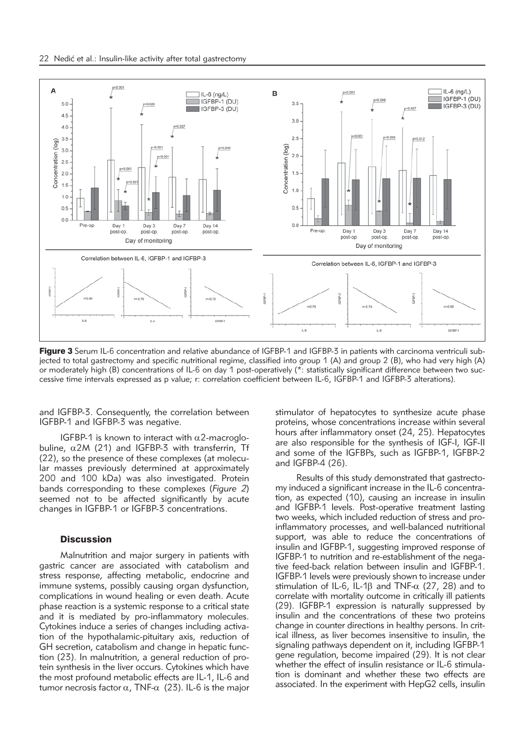**Figure 3** Serum IL-6 concentration and relative abundance of IGFBP-1 and IGFBP-3 in patients with carcinoma ventriculi subjected to total gastrectomy and specific nutritional regime, classified into group 1 (A) and group 2 (B), who had very high (A) or moderately high (B) concentrations of IL-6 on day 1 post-operatively (*: statistically significant difference between two successive time intervals expressed as p value; r: correlation coefficient between IL-6, IGFBP-1 and IGFBP-3 alterations).

and IGFBP-3. Consequently, the correlation between IGFBP-1 and IGFBP-3 was negative.

IGFBP-1 is known to interact with $\alpha$2-macroglobuline, $\alpha$2M (21) and IGFBP-3 with transferrin, Tf (22), so the presence of these complexes (at molecular masses previously determined at approximately 200 and 100 kDa) was also investigated. Protein bands corresponding to these complexes (*Figure 2*) seemed not to be affected significantly by acute changes in IGFBP-1 or IGFBP-3 concentrations.

## Discussion

Malnutrition and major surgery in patients with gastric cancer are associated with catabolism and stress response, affecting metabolic, endocrine and immune systems, possibly causing organ dysfunction, complications in wound healing or even death. Acute phase reaction is a systemic response to a critical state and it is mediated by pro-inflammatory molecules. Cytokines induce a series of changes including activation of the hypothalamic-pituitary axis, reduction of GH secretion, catabolism and change in hepatic function (23). In malnutrition, a general reduction of protein synthesis in the liver occurs. Cytokines which have the most profound metabolic effects are IL-1, IL-6 and tumor necrosis factor $\alpha$, TNF-$\alpha$ (23). IL-6 is the major stimulator of hepatocytes to synthesize acute phase proteins, whose concentrations increase within several hours after inflammatory onset (24, 25). Hepatocytes are also responsible for the synthesis of IGF-I, IGF-II and some of the IGFBPs, such as IGFBP-1, IGFBP-2 and IGFBP-4 (26).

Results of this study demonstrated that gastrectomy induced a significant increase in the IL-6 concentration, as expected (10), causing an increase in insulin and IGFBP-1 levels. Post-operative treatment lasting two weeks, which included reduction of stress and pro-inflammatory processes, and well-balanced nutritional support, was able to reduce the concentrations of insulin and IGFBP-1, suggesting improved response of IGFBP-1 to nutrition and re-establishment of the negative feed-back relation between insulin and IGFBP-1. IGFBP-1 levels were previously shown to increase under stimulation of IL-6, IL-1$\beta$ and TNF-$\alpha$ (27, 28) and to correlate with mortality outcome in critically ill patients (29). IGFBP-1 expression is naturally suppressed by insulin and the concentrations of these two proteins change in counter directions in healthy persons. In critical illness, as liver becomes insensitive to insulin, the signaling pathways dependent on it, including IGFBP-1 gene regulation, become impaired (29). It is not clear whether the effect of insulin resistance or IL-6 stimulation is dominant and whether these two effects are associated. In the experiment with HepG2 cells, insulin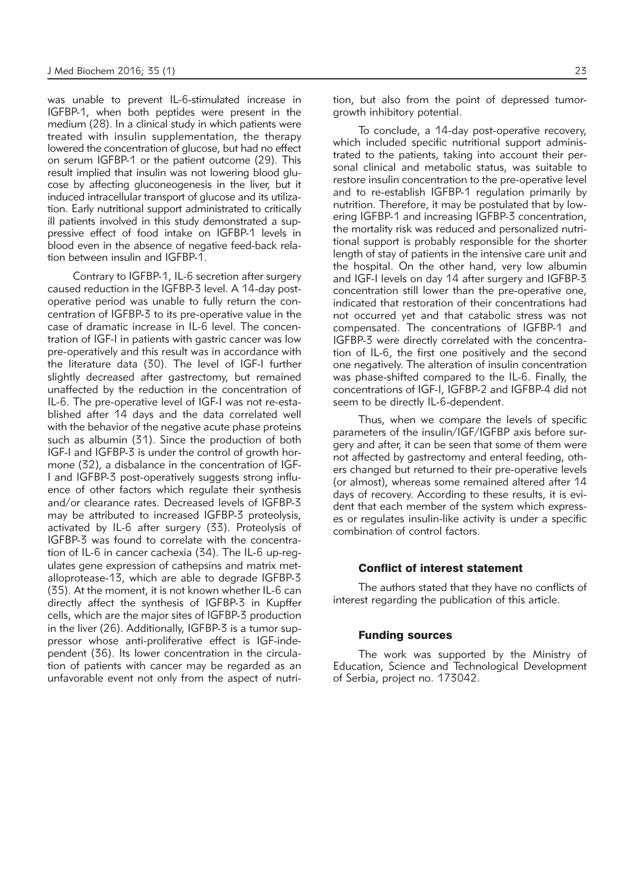was unable to prevent IL-6-stimulated increase in IGFBP-1, when both peptides were present in the medium (28). In a clinical study in which patients were treated with insulin supplementation, the therapy lowered the concentration of glucose, but had no effect on serum IGFBP-1 or the patient outcome (29). This result implied that insulin was not lowering blood glucose by affecting gluconeogenesis in the liver, but it induced intracellular transport of glucose and its utilization. Early nutritional support administrated to critically ill patients involved in this study demonstrated a suppressive effect of food intake on IGFBP-1 levels in blood even in the absence of negative feed-back relation between insulin and IGFBP-1.

Contrary to IGFBP-1, IL-6 secretion after surgery caused reduction in the IGFBP-3 level. A 14-day postoperative period was unable to fully return the concentration of IGFBP-3 to its pre-operative value in the case of dramatic increase in IL-6 level. The concentration of IGF-I in patients with gastric cancer was low pre-operatively and this result was in accordance with the literature data (30). The level of IGF-I further slightly decreased after gastrectomy, but remained unaffected by the reduction in the concentration of IL-6. The pre-operative level of IGF-I was not re-established after 14 days and the data correlated well with the behavior of the negative acute phase proteins such as albumin (31). Since the production of both IGF-I and IGFBP-3 is under the control of growth hormone (32), a disbalance in the concentration of IGF-I and IGFBP-3 post-operatively suggests strong influence of other factors which regulate their synthesis and/or clearance rates. Decreased levels of IGFBP-3 may be attributed to increased IGFBP-3 proteolysis, activated by IL-6 after surgery (33). Proteolysis of IGFBP-3 was found to correlate with the concentration of IL-6 in cancer cachexia (34). The IL-6 up-regulates gene expression of cathepsins and matrix metalloprotease-13, which are able to degrade IGFBP-3 (35). At the moment, it is not known whether IL-6 can directly affect the synthesis of IGFBP-3 in Kupffer cells, which are the major sites of IGFBP-3 production in the liver (26). Additionally, IGFBP-3 is a tumor suppressor whose anti-proliferative effect is IGF-independent (36). Its lower concentration in the circulation of patients with cancer may be regarded as an unfavorable event not only from the aspect of nutrition, but also from the point of depressed tumor-growth inhibitory potential.

To conclude, a 14-day post-operative recovery, which included specific nutritional support administrated to the patients, taking into account their personal clinical and metabolic status, was suitable to restore insulin concentration to the pre-operative level and to re-establish IGFBP-1 regulation primarily by nutrition. Therefore, it may be postulated that by lowering IGFBP-1 and increasing IGFBP-3 concentration, the mortality risk was reduced and personalized nutritional support is probably responsible for the shorter length of stay of patients in the intensive care unit and the hospital. On the other hand, very low albumin and IGF-I levels on day 14 after surgery and IGFBP-3 concentration still lower than the pre-operative one, indicated that restoration of their concentrations had not occurred yet and that catabolic stress was not compensated. The concentrations of IGFBP-1 and IGFBP-3 were directly correlated with the concentration of IL-6, the first one positively and the second one negatively. The alteration of insulin concentration was phase-shifted compared to the IL-6. Finally, the concentrations of IGF-I, IGFBP-2 and IGFBP-4 did not seem to be directly IL-6-dependent.

Thus, when we compare the levels of specific parameters of the insulin/IGF/IGFBP axis before surgery and after, it can be seen that some of them were not affected by gastrectomy and enteral feeding, others changed but returned to their pre-operative levels (or almost), whereas some remained altered after 14 days of recovery. According to these results, it is evident that each member of the system which expresses or regulates insulin-like activity is under a specific combination of control factors.

### Conflict of interest statement

The authors stated that they have no conflicts of interest regarding the publication of this article.

### Funding sources

The work was supported by the Ministry of Education, Science and Technological Development of Serbia, project no. 173042.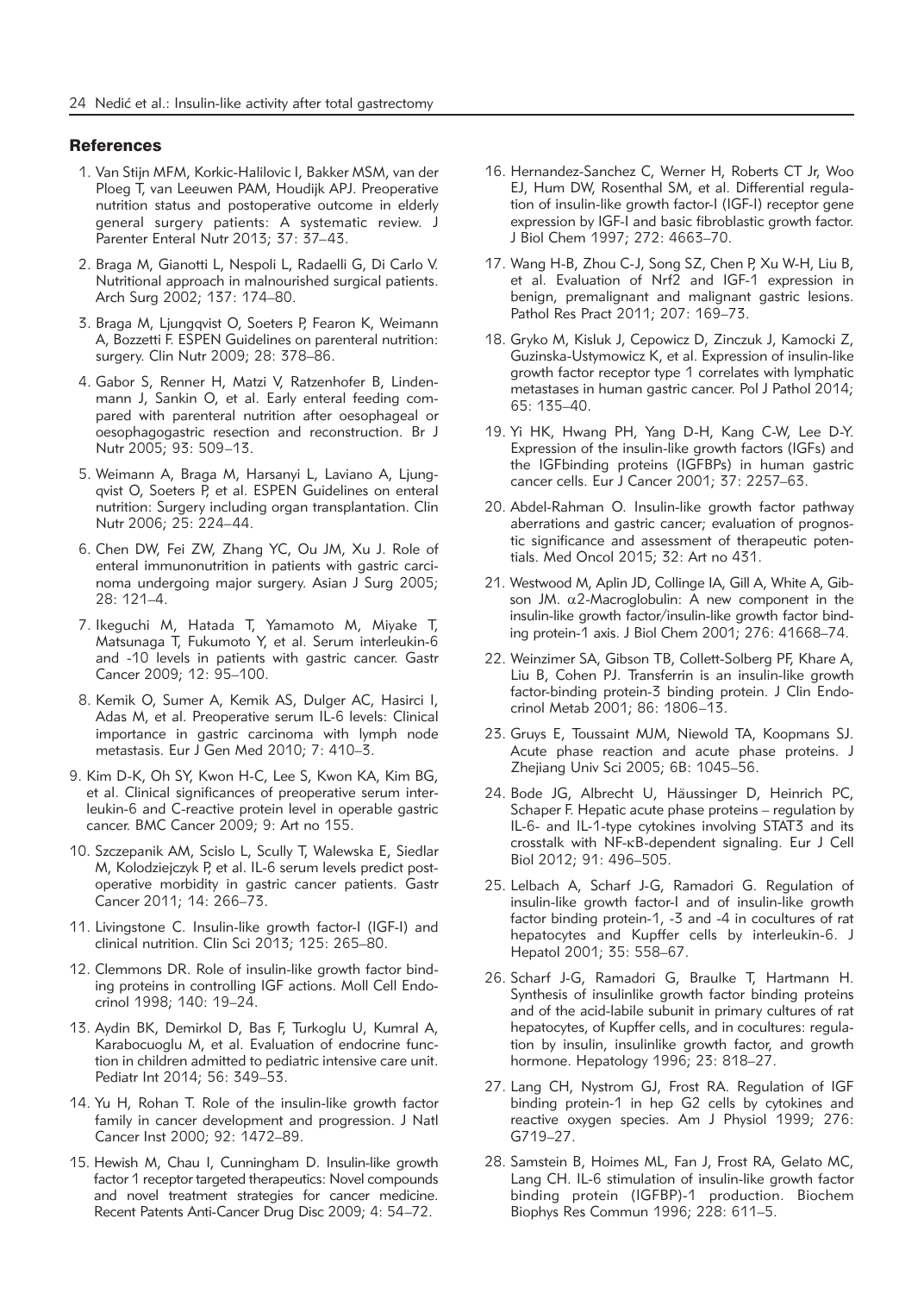## References

1. Van Stijn MFM, Korkic-Halilovic I, Bakker MSM, van der Ploeg T, van Leeuwen PAM, Houdijk APJ. Preoperative nutrition status and postoperative outcome in elderly general surgery patients: A systematic review. J Parenter Enteral Nutr 2013; 37: 37–43.
2. Braga M, Gianotti L, Nespoli L, Radaelli G, Di Carlo V. Nutritional approach in malnourished surgical patients. Arch Surg 2002; 137: 174–80.
3. Braga M, Ljungqvist O, Soeters P, Fearon K, Weimann A, Bozzetti F. ESPEN Guidelines on parenteral nutrition: surgery. Clin Nutr 2009; 28: 378–86.
4. Gabor S, Renner H, Matzi V, Ratzenhofer B, Lindenmann J, Sankin O, et al. Early enteral feeding compared with parenteral nutrition after oesophageal or oesophagogastric resection and reconstruction. Br J Nutr 2005; 93: 509–13.
5. Weimann A, Braga M, Harsanyi L, Laviano A, Ljungqvist O, Soeters P, et al. ESPEN Guidelines on enteral nutrition: Surgery including organ transplantation. Clin Nutr 2006; 25: 224–44.
6. Chen DW, Fei ZW, Zhang YC, Ou JM, Xu J. Role of enteral immunonutrition in patients with gastric carcinoma undergoing major surgery. Asian J Surg 2005; 28: 121–4.
7. Ikeguchi M, Hatada T, Yamamoto M, Miyake T, Matsunaga T, Fukumoto Y, et al. Serum interleukin-6 and -10 levels in patients with gastric cancer. Gastr Cancer 2009; 12: 95–100.
8. Kemik O, Sumer A, Kemik AS, Dulger AC, Hasirci I, Adas M, et al. Preoperative serum IL-6 levels: Clinical importance in gastric carcinoma with lymph node metastasis. Eur J Gen Med 2010; 7: 410–3.
9. Kim D-K, Oh SY, Kwon H-C, Lee S, Kwon KA, Kim BG, et al. Clinical significances of preoperative serum interleukin-6 and C-reactive protein level in operable gastric cancer. BMC Cancer 2009; 9: Art no 155.
10. Szczepanik AM, Scislo L, Scully T, Walewska E, Siedlar M, Kolodziejczyk P, et al. IL-6 serum levels predict postoperative morbidity in gastric cancer patients. Gastr Cancer 2011; 14: 266–73.
11. Livingstone C. Insulin-like growth factor-I (IGF-I) and clinical nutrition. Clin Sci 2013; 125: 265–80.
12. Clemmons DR. Role of insulin-like growth factor binding proteins in controlling IGF actions. Moll Cell Endocrinol 1998; 140: 19–24.
13. Aydin BK, Demirkol D, Bas F, Turkoglu U, Kumral A, Karabocuoglu M, et al. Evaluation of endocrine function in children admitted to pediatric intensive care unit. Pediatr Int 2014; 56: 349–53.
14. Yu H, Rohan T. Role of the insulin-like growth factor family in cancer development and progression. J Natl Cancer Inst 2000; 92: 1472–89.
15. Hewish M, Chau I, Cunningham D. Insulin-like growth factor 1 receptor targeted therapeutics: Novel compounds and novel treatment strategies for cancer medicine. Recent Patents Anti-Cancer Drug Disc 2009; 4: 54–72.
16. Hernandez-Sanchez C, Werner H, Roberts CT Jr, Woo EJ, Hum DW, Rosenthal SM, et al. Differential regulation of insulin-like growth factor-I (IGF-I) receptor gene expression by IGF-I and basic fibroblastic growth factor. J Biol Chem 1997; 272: 4663–70.
17. Wang H-B, Zhou C-J, Song SZ, Chen P, Xu W-H, Liu B, et al. Evaluation of Nrf2 and IGF-1 expression in benign, premalignant and malignant gastric lesions. Pathol Res Pract 2011; 207: 169–73.
18. Gryko M, Kisluk J, Cepowicz D, Zinczuk J, Kamocki Z, Guzinska-Ustymowicz K, et al. Expression of insulin-like growth factor receptor type 1 correlates with lymphatic metastases in human gastric cancer. Pol J Pathol 2014; 65: 135–40.
19. Yi HK, Hwang PH, Yang D-H, Kang C-W, Lee D-Y. Expression of the insulin-like growth factors (IGFs) and the IGFbinding proteins (IGFBPs) in human gastric cancer cells. Eur J Cancer 2001; 37: 2257–63.
20. Abdel-Rahman O. Insulin-like growth factor pathway aberrations and gastric cancer; evaluation of prognostic significance and assessment of therapeutic potentials. Med Oncol 2015; 32: Art no 431.
21. Westwood M, Aplin JD, Collinge IA, Gill A, White A, Gibson JM. $\alpha$2-Macroglobulin: A new component in the insulin-like growth factor/insulin-like growth factor binding protein-1 axis. J Biol Chem 2001; 276: 41668–74.
22. Weinzimer SA, Gibson TB, Collett-Solberg PF, Khare A, Liu B, Cohen PJ. Transferrin is an insulin-like growth factor-binding protein-3 binding protein. J Clin Endocrinol Metab 2001; 86: 1806–13.
23. Gruys E, Toussaint MJM, Niewold TA, Koopmans SJ. Acute phase reaction and acute phase proteins. J Zhejiang Univ Sci 2005; 6B: 1045–56.
24. Bode JG, Albrecht U, Häussinger D, Heinrich PC, Schaper F. Hepatic acute phase proteins – regulation by IL-6- and IL-1-type cytokines involving STAT3 and its crosstalk with NF-κB-dependent signaling. Eur J Cell Biol 2012; 91: 496–505.
25. Lelbach A, Scharf J-G, Ramadori G. Regulation of insulin-like growth factor-I and of insulin-like growth factor binding protein-1, -3 and -4 in cocultures of rat hepatocytes and Kupffer cells by interleukin-6. J Hepatol 2001; 35: 558–67.
26. Scharf J-G, Ramadori G, Braulke T, Hartmann H. Synthesis of insulinlike growth factor binding proteins and of the acid-labile subunit in primary cultures of rat hepatocytes, of Kupffer cells, and in cocultures: regulation by insulin, insulinlike growth factor, and growth hormone. Hepatology 1996; 23: 818–27.
27. Lang CH, Nystrom GJ, Frost RA. Regulation of IGF binding protein-1 in hep G2 cells by cytokines and reactive oxygen species. Am J Physiol 1999; 276: G719–27.
28. Samstein B, Hoimes ML, Fan J, Frost RA, Gelato MC, Lang CH. IL-6 stimulation of insulin-like growth factor binding protein (IGFBP)-1 production. Biochem Biophys Res Commun 1996; 228: 611–5.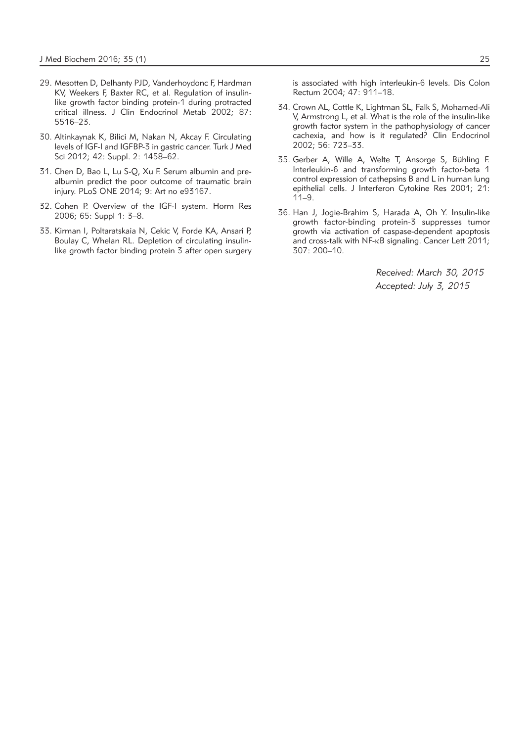29. Mesotten D, Delhanty PJD, Vanderhoydonc F, Hardman KV, Weekers F, Baxter RC, et al. Regulation of insulin-like growth factor binding protein-1 during protracted critical illness. J Clin Endocrinol Metab 2002; 87: 5516–23.
30. Altinkaynak K, Bilici M, Nakan N, Akcay F. Circulating levels of IGF-I and IGFBP-3 in gastric cancer. Turk J Med Sci 2012; 42: Suppl. 2: 1458–62.
31. Chen D, Bao L, Lu S-Q, Xu F. Serum albumin and pre-albumin predict the poor outcome of traumatic brain injury. PLoS ONE 2014; 9: Art no e93167.
32. Cohen P. Overview of the IGF-I system. Horm Res 2006; 65: Suppl 1: 3–8.
33. Kirman I, Poltaratskaia N, Cekic V, Forde KA, Ansari P, Boulay C, Whelan RL. Depletion of circulating insulin-like growth factor binding protein 3 after open surgery is associated with high interleukin-6 levels. Dis Colon Rectum 2004; 47: 911–18.
34. Crown AL, Cottle K, Lightman SL, Falk S, Mohamed-Ali V, Armstrong L, et al. What is the role of the insulin-like growth factor system in the pathophysiology of cancer cachexia, and how is it regulated? Clin Endocrinol 2002; 56: 723–33.
35. Gerber A, Wille A, Welte T, Ansorge S, Bühling F. Interleukin-6 and transforming growth factor-beta 1 control expression of cathepsins B and L in human lung epithelial cells. J Interferon Cytokine Res 2001; 21: 11–9.
36. Han J, Jogie-Brahim S, Harada A, Oh Y. Insulin-like growth factor-binding protein-3 suppresses tumor growth via activation of caspase-dependent apoptosis and cross-talk with NF-κB signaling. Cancer Lett 2011; 307: 200–10.

*Received: March 30, 2015*
*Accepted: July 3, 2015*